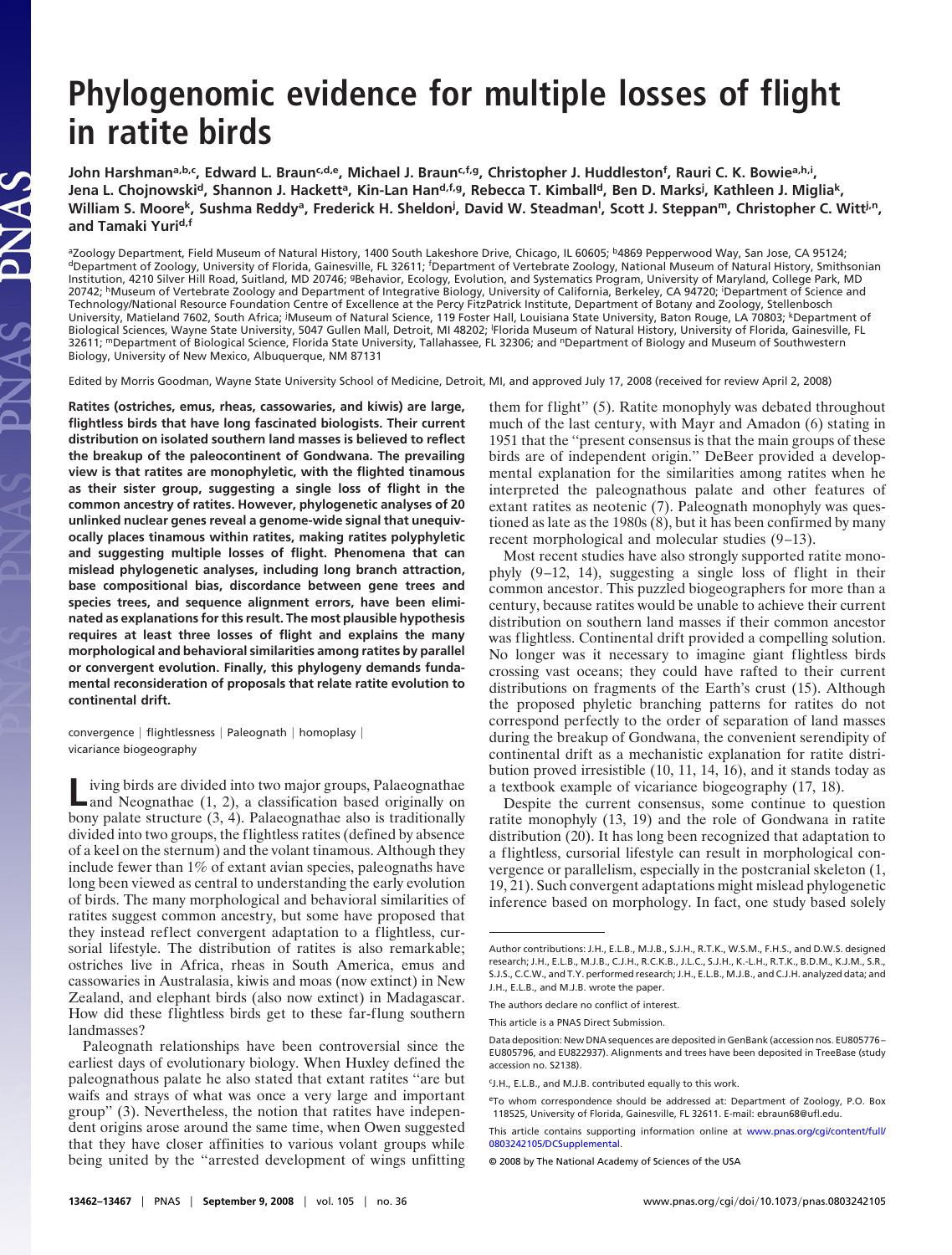# Phylogenomic evidence for multiple losses of flight in ratite birds

**John Harshman[a,b,c], Edward L. Braun[c,d,e], Michael J. Braun[c,f,g], Christopher J. Huddleston[f], Rauri C. K. Bowie[a,h,i], Jena L. Chojnowski[d], Shannon J. Hackett[a], Kin-Lan Han[d,f,g], Rebecca T. Kimball[d], Ben D. Marks[j], Kathleen J. Miglia[k], William S. Moore[k], Sushma Reddy[a], Frederick H. Sheldon[j], David W. Steadman[l], Scott J. Steppan[m], Christopher C. Witt[j,n], and Tamaki Yuri[d,f]**

[a]Zoology Department, Field Museum of Natural History, 1400 South Lakeshore Drive, Chicago, IL 60605; [b]4869 Pepperwood Way, San Jose, CA 95124; [d]Department of Zoology, University of Florida, Gainesville, FL 32611; [f]Department of Vertebrate Zoology, National Museum of Natural History, Smithsonian Institution, 4210 Silver Hill Road, Suitland, MD 20746; [g]Behavior, Ecology, Evolution, and Systematics Program, University of Maryland, College Park, MD 20742; [h]Museum of Vertebrate Zoology and Department of Integrative Biology, University of California, Berkeley, CA 94720; [i]Department of Science and Technology/National Resource Foundation Centre of Excellence at the Percy FitzPatrick Institute, Department of Botany and Zoology, Stellenbosch University, Matieland 7602, South Africa; [j]Museum of Natural Science, 119 Foster Hall, Louisiana State University, Baton Rouge, LA 70803; [k]Department of Biological Sciences, Wayne State University, 5047 Gullen Mall, Detroit, MI 48202; [l]Florida Museum of Natural History, University of Florida, Gainesville, FL 32611; [m]Department of Biological Science, Florida State University, Tallahassee, FL 32306; and [n]Department of Biology and Museum of Southwestern Biology, University of New Mexico, Albuquerque, NM 87131

Edited by Morris Goodman, Wayne State University School of Medicine, Detroit, MI, and approved July 17, 2008 (received for review April 2, 2008)

**Ratites (ostriches, emus, rheas, cassowaries, and kiwis) are large, flightless birds that have long fascinated biologists. Their current distribution on isolated southern land masses is believed to reflect the breakup of the paleocontinent of Gondwana. The prevailing view is that ratites are monophyletic, with the flighted tinamous as their sister group, suggesting a single loss of flight in the common ancestry of ratites. However, phylogenetic analyses of 20 unlinked nuclear genes reveal a genome-wide signal that unequivocally places tinamous within ratites, making ratites polyphyletic and suggesting multiple losses of flight. Phenomena that can mislead phylogenetic analyses, including long branch attraction, base compositional bias, discordance between gene trees and species trees, and sequence alignment errors, have been eliminated as explanations for this result. The most plausible hypothesis requires at least three losses of flight and explains the many morphological and behavioral similarities among ratites by parallel or convergent evolution. Finally, this phylogeny demands fundamental reconsideration of proposals that relate ratite evolution to continental drift.**

convergence | flightlessness | Paleognath | homoplasy | vicariance biogeography

Living birds are divided into two major groups, Palaeognathae and Neognathae (1, 2), a classification based originally on bony palate structure (3, 4). Palaeognathae is also traditionally divided into two groups, the flightless ratites (defined by absence of a keel on the sternum) and the volant tinamous. Although they include fewer than 1% of extant avian species, paleognaths have long been viewed as central to understanding the early evolution of birds. The many morphological and behavioral similarities of ratites suggest common ancestry, but some have proposed that they instead reflect convergent adaptation to a flightless, cursorial lifestyle. The distribution of ratites is also remarkable; ostriches live in Africa, rheas in South America, emus and cassowaries in Australasia, kiwis and moas (now extinct) in New Zealand, and elephant birds (also now extinct) in Madagascar. How did these flightless birds get to these far-flung southern landmasses?

Paleognath relationships have been controversial since the earliest days of evolutionary biology. When Huxley defined the paleognathous palate he also stated that extant ratites "are but waifs and strays of what was once a very large and important group" (3). Nevertheless, the notion that ratites have independent origins arose around the same time, when Owen suggested that they have closer affinities to various volant groups while being united by the "arrested development of wings unfitting them for flight" (5). Ratite monophyly was debated throughout much of the last century, with Mayr and Amadon (6) stating in 1951 that the "present consensus is that the main groups of these birds are of independent origin." DeBeer provided a developmental explanation for the similarities among ratites when he interpreted the paleognathous palate and other features of extant ratites as neotenic (7). Paleognath monophyly was questioned as late as the 1980s (8), but it has been confirmed by many recent morphological and molecular studies (9–13).

Most recent studies have also strongly supported ratite monophyly (9–12, 14), suggesting a single loss of flight in their common ancestor. This puzzled biogeographers for more than a century, because ratites would be unable to achieve their current distribution on southern land masses if their common ancestor was flightless. Continental drift provided a compelling solution. No longer was it necessary to imagine giant flightless birds crossing vast oceans; they could have rafted to their current distributions on fragments of the Earth's crust (15). Although the proposed phyletic branching patterns for ratites do not correspond perfectly to the order of separation of land masses during the breakup of Gondwana, the convenient serendipity of continental drift as a mechanistic explanation for ratite distribution proved irresistible (10, 11, 14, 16), and it stands today as a textbook example of vicariance biogeography (17, 18).

Despite the current consensus, some continue to question ratite monophyly (13, 19) and the role of Gondwana in ratite distribution (20). It has long been recognized that adaptation to a flightless, cursorial lifestyle can result in morphological convergence or parallelism, especially in the postcranial skeleton (1, 19, 21). Such convergent adaptations might mislead phylogenetic inference based on morphology. In fact, one study based solely

---

Author contributions: J.H., E.L.B., M.J.B., S.J.H., R.T.K., W.S.M., F.H.S., and D.W.S. designed research; J.H., E.L.B., M.J.B., C.J.H., R.C.K.B., J.L.C., S.J.H., K.-L.H., R.T.K., B.D.M., K.J.M., S.R., S.J.S., C.C.W., and T.Y. performed research; J.H., E.L.B., M.J.B., and C.J.H. analyzed data; and J.H., E.L.B., and M.J.B. wrote the paper.

The authors declare no conflict of interest.

This article is a PNAS Direct Submission.

Data deposition: New DNA sequences are deposited in GenBank (accession nos. EU805776–EU805796, and EU822937). Alignments and trees have been deposited in TreeBase (study accession no. S2138).

[c]J.H., E.L.B., and M.J.B. contributed equally to this work.

[e]To whom correspondence should be addressed at: Department of Zoology, P.O. Box 118525, University of Florida, Gainesville, FL 32611. E-mail: ebraun68@ufl.edu.

This article contains supporting information online at www.pnas.org/cgi/content/full/0803242105/DCSupplemental.

© 2008 by The National Academy of Sciences of the USA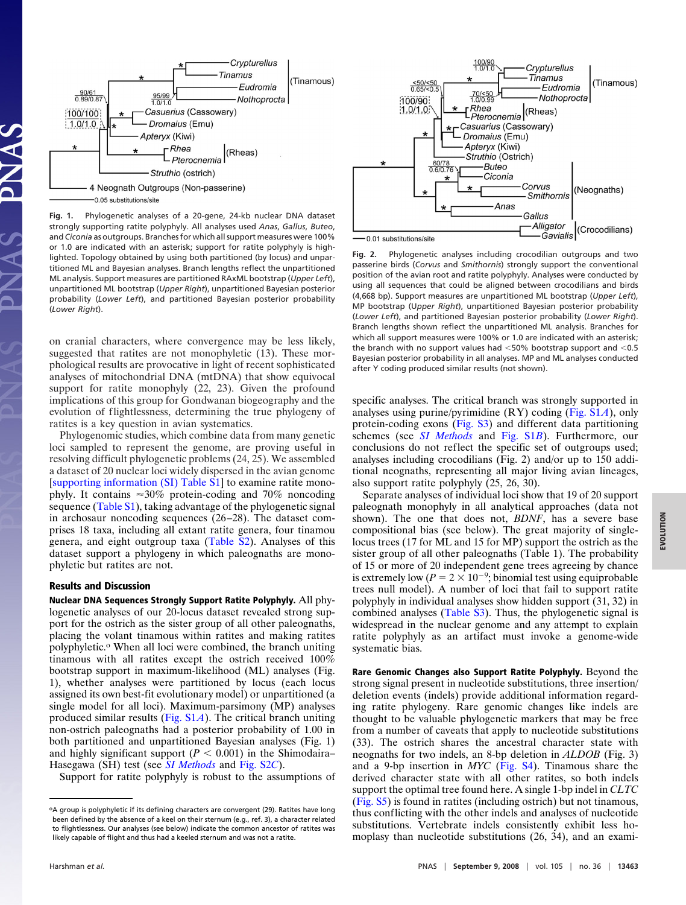Fig. 1. Phylogenetic analyses of a 20-gene, 24-kb nuclear DNA dataset strongly supporting ratite polyphyly. All analyses used *Anas*, *Gallus*, *Buteo*, and *Ciconia* as outgroups. Branches for which all support measures were 100% or 1.0 are indicated with an asterisk; support for ratite polyphyly is highlighted. Topology obtained by using both partitioned (by locus) and unpartitioned ML and Bayesian analyses. Branch lengths reflect the unpartitioned ML analysis. Support measures are partitioned RAxML bootstrap (*Upper Left*), unpartitioned ML bootstrap (*Upper Right*), unpartitioned Bayesian posterior probability (*Lower Left*), and partitioned Bayesian posterior probability (*Lower Right*).

Fig. 2. Phylogenetic analyses including crocodilian outgroups and two passerine birds (*Corvus* and *Smithornis*) strongly support the conventional position of the avian root and ratite polyphyly. Analyses were conducted by using all sequences that could be aligned between crocodilians and birds (4,668 bp). Support measures are unpartitioned ML bootstrap (*Upper Left*), MP bootstrap (*Upper Right*), unpartitioned Bayesian posterior probability (*Lower Left*), and partitioned Bayesian posterior probability (*Lower Right*). Branch lengths shown reflect the unpartitioned ML analysis. Branches for which all support measures were 100% or 1.0 are indicated with an asterisk; the branch with no support values had <50% bootstrap support and <0.5 Bayesian posterior probability in all analyses. MP and ML analyses conducted after Y coding produced similar results (not shown).

on cranial characters, where convergence may be less likely, suggested that ratites are not monophyletic (13). These morphological results are provocative in light of recent sophisticated analyses of mitochondrial DNA (mtDNA) that show equivocal support for ratite monophyly (22, 23). Given the profound implications of this group for Gondwanan biogeography and the evolution of flightlessness, determining the true phylogeny of ratites is a key question in avian systematics.

Phylogenomic studies, which combine data from many genetic loci sampled to represent the genome, are proving useful in resolving difficult phylogenetic problems (24, 25). We assembled a dataset of 20 nuclear loci widely dispersed in the avian genome [supporting information (SI) Table S1] to examine ratite monophyly. It contains ≈30% protein-coding and 70% noncoding sequence (Table S1), taking advantage of the phylogenetic signal in archosaur noncoding sequences (26–28). The dataset comprises 18 taxa, including all extant ratite genera, four tinamou genera, and eight outgroup taxa (Table S2). Analyses of this dataset support a phylogeny in which paleognaths are monophyletic but ratites are not.

## Results and Discussion

**Nuclear DNA Sequences Strongly Support Ratite Polyphyly.** All phylogenetic analyses of our 20-locus dataset revealed strong support for the ostrich as the sister group of all other paleognaths, placing the volant tinamous within ratites and making ratites polyphyletic.[a] When all loci were combined, the branch uniting tinamous with all ratites except the ostrich received 100% bootstrap support in maximum-likelihood (ML) analyses (Fig. 1), whether analyses were partitioned by locus (each locus assigned its own best-fit evolutionary model) or unpartitioned (a single model for all loci). Maximum-parsimony (MP) analyses produced similar results (Fig. S1*A*). The critical branch uniting non-ostrich paleognaths had a posterior probability of 1.00 in both partitioned and unpartitioned Bayesian analyses (Fig. 1) and highly significant support ($P < 0.001$) in the Shimodaira–Hasegawa (SH) test (see *SI Methods* and Fig. S2*C*).

Support for ratite polyphyly is robust to the assumptions of specific analyses. The critical branch was strongly supported in analyses using purine/pyrimidine (RY) coding (Fig. S1*A*), only protein-coding exons (Fig. S3) and different data partitioning schemes (see *SI Methods* and Fig. S1*B*). Furthermore, our conclusions do not reflect the specific set of outgroups used; analyses including crocodilians (Fig. 2) and/or up to 150 additional neognaths, representing all major living avian lineages, also support ratite polyphyly (25, 26, 30).

Separate analyses of individual loci show that 19 of 20 support paleognath monophyly in all analytical approaches (data not shown). The one that does not, *BDNF*, has a severe base compositional bias (see below). The great majority of single-locus trees (17 for ML and 15 for MP) support the ostrich as the sister group of all other paleognaths (Table 1). The probability of 15 or more of 20 independent gene trees agreeing by chance is extremely low ($P = 2 \times 10^{-9}$; binomial test using equiprobable trees null model). A number of loci that fail to support ratite polyphyly in individual analyses show hidden support (31, 32) in combined analyses (Table S3). Thus, the phylogenetic signal is widespread in the nuclear genome and any attempt to explain ratite polyphyly as an artifact must invoke a genome-wide systematic bias.

**Rare Genomic Changes also Support Ratite Polyphyly.** Beyond the strong signal present in nucleotide substitutions, three insertion/deletion events (indels) provide additional information regarding ratite phylogeny. Rare genomic changes like indels are thought to be valuable phylogenetic markers that may be free from a number of caveats that apply to nucleotide substitutions (33). The ostrich shares the ancestral character state with neognaths for two indels, an 8-bp deletion in *ALDOB* (Fig. 3) and a 9-bp insertion in *MYC* (Fig. S4). Tinamous share the derived character state with all other ratites, so both indels support the optimal tree found here. A single 1-bp indel in *CLTC* (Fig. S5) is found in ratites (including ostrich) but not tinamous, thus conflicting with the other indels and analyses of nucleotide substitutions. Vertebrate indels consistently exhibit less homoplasy than nucleotide substitutions (26, 34), and an exami-

[a] A group is polyphyletic if its defining characters are convergent (29). Ratites have long been defined by the absence of a keel on their sternum (e.g., ref. 3), a character related to flightlessness. Our analyses (see below) indicate the common ancestor of ratites was likely capable of flight and thus had a keeled sternum and was not a ratite.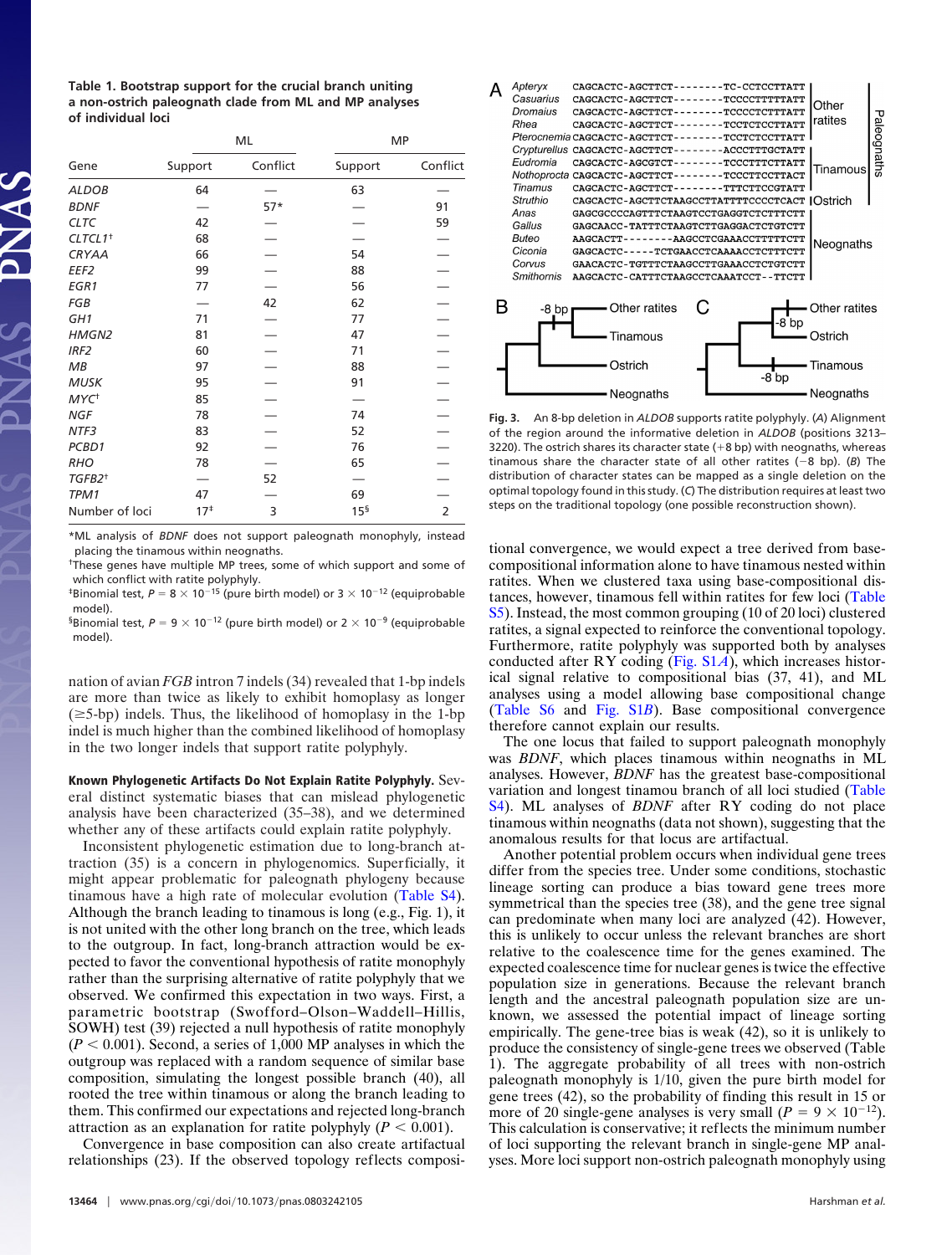**Table 1. Bootstrap support for the crucial branch uniting a non-ostrich paleognath clade from ML and MP analyses of individual loci**

| Gene | ML Support | ML Conflict | MP Support | MP Conflict |
|---|---|---|---|---|
| *ALDOB* | 64 | — | 63 | — |
| *BDNF* | — | 57* | — | 91 |
| *CLTC* | 42 | — | — | 59 |
| *CLTCL1*[†] | 68 | — | — | — |
| *CRYAA* | 66 | — | 54 | — |
| *EEF2* | 99 | — | 88 | — |
| *EGR1* | 77 | — | 56 | — |
| *FGB* | — | 42 | 62 | — |
| *GH1* | 71 | — | 77 | — |
| *HMGN2* | 81 | — | 47 | — |
| *IRF2* | 60 | — | 71 | — |
| *MB* | 97 | — | 88 | — |
| *MUSK* | 95 | — | 91 | — |
| *MYC*[†] | 85 | — | — | — |
| *NGF* | 78 | — | 74 | — |
| *NTF3* | 83 | — | 52 | — |
| *PCBD1* | 92 | — | 76 | — |
| *RHO* | 78 | — | 65 | — |
| *TGFB2*[†] | — | 52 | — | — |
| *TPM1* | 47 | — | 69 | — |
| Number of loci | 17[‡] | 3 | 15[§] | 2 |

*ML analysis of *BDNF* does not support paleognath monophyly, instead placing the tinamous within neognaths.

[†]These genes have multiple MP trees, some of which support and some of which conflict with ratite polyphyly.

[‡]Binomial test, $P = 8 \times 10^{-15}$ (pure birth model) or $3 \times 10^{-12}$ (equiprobable model).

[§]Binomial test, $P = 9 \times 10^{-12}$ (pure birth model) or $2 \times 10^{-9}$ (equiprobable model).

nation of avian *FGB* intron 7 indels (34) revealed that 1-bp indels are more than twice as likely to exhibit homoplasy as longer (≥5-bp) indels. Thus, the likelihood of homoplasy in the 1-bp indel is much higher than the combined likelihood of homoplasy in the two longer indels that support ratite polyphyly.

**Known Phylogenetic Artifacts Do Not Explain Ratite Polyphyly.** Several distinct systematic biases that can mislead phylogenetic analysis have been characterized (35–38), and we determined whether any of these artifacts could explain ratite polyphyly.

Inconsistent phylogenetic estimation due to long-branch attraction (35) is a concern in phylogenomics. Superficially, it might appear problematic for paleognath phylogeny because tinamous have a high rate of molecular evolution (Table S4). Although the branch leading to tinamous is long (e.g., Fig. 1), it is not united with the other long branch on the tree, which leads to the outgroup. In fact, long-branch attraction would be expected to favor the conventional hypothesis of ratite monophyly rather than the surprising alternative of ratite polyphyly that we observed. We confirmed this expectation in two ways. First, a parametric bootstrap (Swofford–Olson–Waddell–Hillis, SOWH) test (39) rejected a null hypothesis of ratite monophyly ($P < 0.001$). Second, a series of 1,000 MP analyses in which the outgroup was replaced with a random sequence of similar base composition, simulating the longest possible branch (40), all rooted the tree within tinamous or along the branch leading to them. This confirmed our expectations and rejected long-branch attraction as an explanation for ratite polyphyly ($P < 0.001$).

Convergence in base composition can also create artifactual relationships (23). If the observed topology reflects compositional convergence, we would expect a tree derived from base-compositional information alone to have tinamous nested within ratites. When we clustered taxa using base-compositional distances, however, tinamous fell within ratites for few loci (Table S5). Instead, the most common grouping (10 of 20 loci) clustered ratites, a signal expected to reinforce the conventional topology. Furthermore, ratite polyphyly was supported both by analyses conducted after RY coding (Fig. S1*A*), which increases historical signal relative to compositional bias (37, 41), and ML analyses using a model allowing base compositional change (Table S6 and Fig. S1*B*). Base compositional convergence therefore cannot explain our results.

The one locus that failed to support paleognath monophyly was *BDNF*, which places tinamous within neognaths in ML analyses. However, *BDNF* has the greatest base-compositional variation and longest tinamou branch of all loci studied (Table S4). ML analyses of *BDNF* after RY coding do not place tinamous within neognaths (data not shown), suggesting that the anomalous results for that locus are artifactual.

Another potential problem occurs when individual gene trees differ from the species tree. Under some conditions, stochastic lineage sorting can produce a bias toward gene trees more symmetrical than the species tree (38), and the gene tree signal can predominate when many loci are analyzed (42). However, this is unlikely to occur unless the relevant branches are short relative to the coalescence time for the genes examined. The expected coalescence time for nuclear genes is twice the effective population size in generations. Because the relevant branch length and the ancestral paleognath population size are unknown, we assessed the potential impact of lineage sorting empirically. The gene-tree bias is weak (42), so it is unlikely to produce the consistency of single-gene trees we observed (Table 1). The aggregate probability of all trees with non-ostrich paleognath monophyly is 1/10, given the pure birth model for gene trees (42), so the probability of finding this result in 15 or more of 20 single-gene analyses is very small ($P = 9 \times 10^{-12}$). This calculation is conservative; it reflects the minimum number of loci supporting the relevant branch in single-gene MP analyses. More loci support non-ostrich paleognath monophyly using

**A**

```
Apteryx      CAGCACTC-AGCTTCT--------TC-CCTCCTTATT
Casuarius    CAGCACTC-AGCTTCT--------TCCCCTTTTTATT
Dromaius     CAGCACTC-AGCTTCT--------TCCCCTCTTTATT
Rhea         CAGCACTC-AGCTTCT--------TCCTCTCCTTATT
Pterocnemia  CAGCACTC-AGCTTCT--------TCCTCTCCTTATT
Crypturellus CAGCACTC-AGCTTCT--------ACCCTTTGCTATT
Eudromia     CAGCACTC-AGCGTCT--------TCCCTTTCTTATT
Nothoprocta  CAGCACTC-AGCTTCT--------TCCCTTCCTTACT
Tinamus      CAGCACTC-AGCTTCT--------TTTCTTCCGTATT
Struthio     CAGCACTC-AGCTTCTAAGCTTATTTTCCCCTCACT
Anas         GAGCGCCCCAGTTTCTAAGTCCTGAGGTCTCTTTCTT
Gallus       GAGCAACC-TATTTCTAAGTCTTGAGGACTCTGTCTT
Buteo        AAGCACTT--------AAGCCTCGAAACCTTTTTCTT
Ciconia      GAGCACTC-----TCTGAACCTCAAAACCTCTTTCTT
Corvus       GAACACTC-TGTTTCTAAGCCTTGAAACCTCTGTCTT
Smithornis   AAGCACTC-CATTTCTAAGCCTCAAATCCT--TTCTT
```

Groups: Other ratites (Apteryx–Pterocnemia); Tinamous (Crypturellus–Tinamus); Ostrich (Struthio); Paleognaths (Apteryx–Struthio); Neognaths (Anas–Smithornis).

**B** Tree: ((Other ratites, Tinamous) [−8 bp], Ostrich), Neognaths

**C** Tree: ((Other ratites [−8 bp], Ostrich), Tinamous [−8 bp]), Neognaths

**Fig. 3.** An 8-bp deletion in *ALDOB* supports ratite polyphyly. (*A*) Alignment of the region around the informative deletion in *ALDOB* (positions 3213–3220). The ostrich shares its character state (+8 bp) with neognaths, whereas tinamous share the character state of all other ratites (−8 bp). (*B*) The distribution of character states can be mapped as a single deletion on the optimal topology found in this study. (*C*) The distribution requires at least two steps on the traditional topology (one possible reconstruction shown).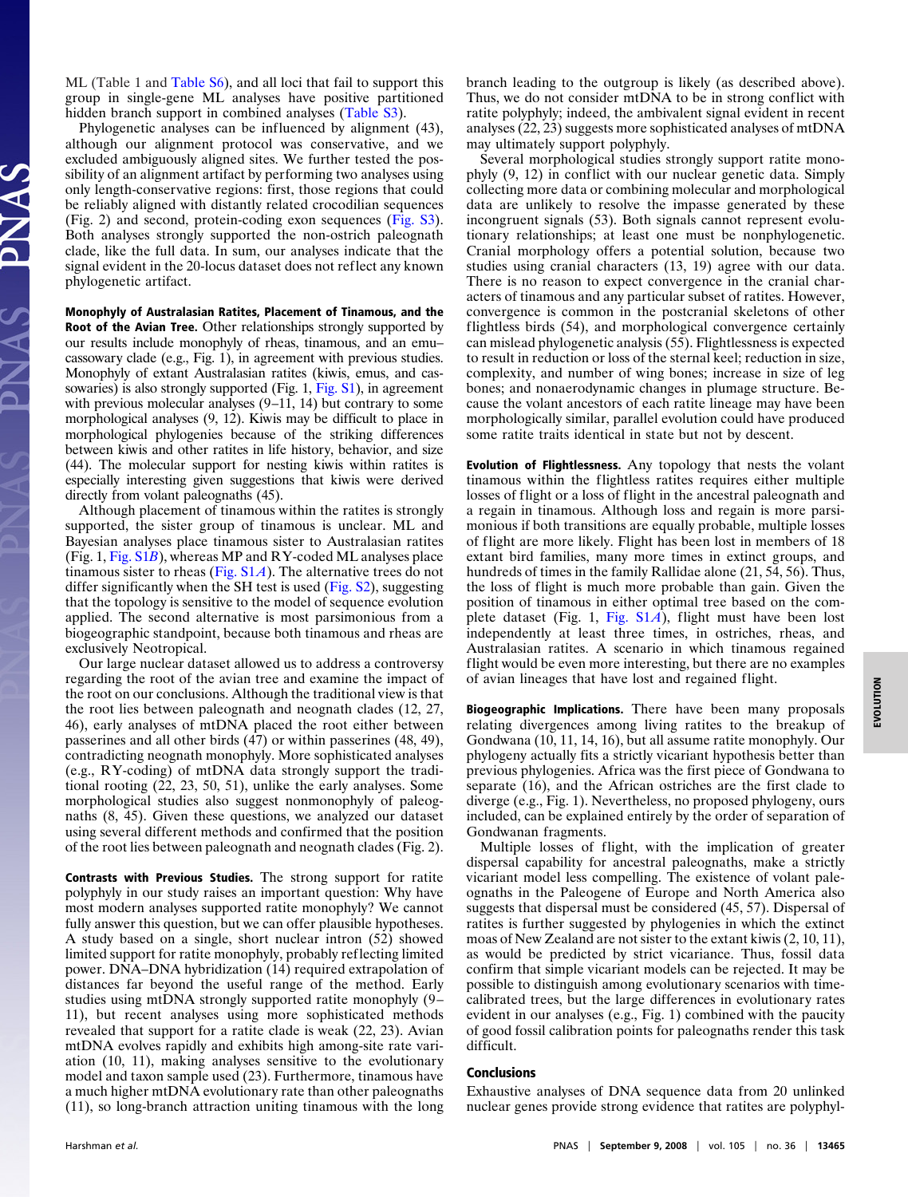ML (Table 1 and Table S6), and all loci that fail to support this group in single-gene ML analyses have positive partitioned hidden branch support in combined analyses (Table S3).

Phylogenetic analyses can be influenced by alignment (43), although our alignment protocol was conservative, and we excluded ambiguously aligned sites. We further tested the possibility of an alignment artifact by performing two analyses using only length-conservative regions: first, those regions that could be reliably aligned with distantly related crocodilian sequences (Fig. 2) and second, protein-coding exon sequences (Fig. S3). Both analyses strongly supported the non-ostrich paleognath clade, like the full data. In sum, our analyses indicate that the signal evident in the 20-locus dataset does not reflect any known phylogenetic artifact.

**Monophyly of Australasian Ratites, Placement of Tinamous, and the Root of the Avian Tree.** Other relationships strongly supported by our results include monophyly of rheas, tinamous, and an emu–cassowary clade (e.g., Fig. 1), in agreement with previous studies. Monophyly of extant Australasian ratites (kiwis, emus, and cassowaries) is also strongly supported (Fig. 1, Fig. S1), in agreement with previous molecular analyses (9–11, 14) but contrary to some morphological analyses (9, 12). Kiwis may be difficult to place in morphological phylogenies because of the striking differences between kiwis and other ratites in life history, behavior, and size (44). The molecular support for nesting kiwis within ratites is especially interesting given suggestions that kiwis were derived directly from volant paleognaths (45).

Although placement of tinamous within the ratites is strongly supported, the sister group of tinamous is unclear. ML and Bayesian analyses place tinamous sister to Australasian ratites (Fig. 1, Fig. S1*B*), whereas MP and RY-coded ML analyses place tinamous sister to rheas (Fig. S1*A*). The alternative trees do not differ significantly when the SH test is used (Fig. S2), suggesting that the topology is sensitive to the model of sequence evolution applied. The second alternative is most parsimonious from a biogeographic standpoint, because both tinamous and rheas are exclusively Neotropical.

Our large nuclear dataset allowed us to address a controversy regarding the root of the avian tree and examine the impact of the root on our conclusions. Although the traditional view is that the root lies between paleognath and neognath clades (12, 27, 46), early analyses of mtDNA placed the root either between passerines and all other birds (47) or within passerines (48, 49), contradicting neognath monophyly. More sophisticated analyses (e.g., RY-coding) of mtDNA data strongly support the traditional rooting (22, 23, 50, 51), unlike the early analyses. Some morphological studies also suggest nonmonophyly of paleognaths (8, 45). Given these questions, we analyzed our dataset using several different methods and confirmed that the position of the root lies between paleognath and neognath clades (Fig. 2).

**Contrasts with Previous Studies.** The strong support for ratite polyphyly in our study raises an important question: Why have most modern analyses supported ratite monophyly? We cannot fully answer this question, but we can offer plausible hypotheses. A study based on a single, short nuclear intron (52) showed limited support for ratite monophyly, probably reflecting limited power. DNA–DNA hybridization (14) required extrapolation of distances far beyond the useful range of the method. Early studies using mtDNA strongly supported ratite monophyly (9–11), but recent analyses using more sophisticated methods revealed that support for a ratite clade is weak (22, 23). Avian mtDNA evolves rapidly and exhibits high among-site rate variation (10, 11), making analyses sensitive to the evolutionary model and taxon sample used (23). Furthermore, tinamous have a much higher mtDNA evolutionary rate than other paleognaths (11), so long-branch attraction uniting tinamous with the long branch leading to the outgroup is likely (as described above). Thus, we do not consider mtDNA to be in strong conflict with ratite polyphyly; indeed, the ambivalent signal evident in recent analyses (22, 23) suggests more sophisticated analyses of mtDNA may ultimately support polyphyly.

Several morphological studies strongly support ratite monophyly (9, 12) in conflict with our nuclear genetic data. Simply collecting more data or combining molecular and morphological data are unlikely to resolve the impasse generated by these incongruent signals (53). Both signals cannot represent evolutionary relationships; at least one must be nonphylogenetic. Cranial morphology offers a potential solution, because two studies using cranial characters (13, 19) agree with our data. There is no reason to expect convergence in the cranial characters of tinamous and any particular subset of ratites. However, convergence is common in the postcranial skeletons of other flightless birds (54), and morphological convergence certainly can mislead phylogenetic analysis (55). Flightlessness is expected to result in reduction or loss of the sternal keel; reduction in size, complexity, and number of wing bones; increase in size of leg bones; and nonaerodynamic changes in plumage structure. Because the volant ancestors of each ratite lineage may have been morphologically similar, parallel evolution could have produced some ratite traits identical in state but not by descent.

**Evolution of Flightlessness.** Any topology that nests the volant tinamous within the flightless ratites requires either multiple losses of flight or a loss of flight in the ancestral paleognath and a regain in tinamous. Although loss and regain is more parsimonious if both transitions are equally probable, multiple losses of flight are more likely. Flight has been lost in members of 18 extant bird families, many more times in extinct groups, and hundreds of times in the family Rallidae alone (21, 54, 56). Thus, the loss of flight is much more probable than gain. Given the position of tinamous in either optimal tree based on the complete dataset (Fig. 1, Fig. S1*A*), flight must have been lost independently at least three times, in ostriches, rheas, and Australasian ratites. A scenario in which tinamous regained flight would be even more interesting, but there are no examples of avian lineages that have lost and regained flight.

**Biogeographic Implications.** There have been many proposals relating divergences among living ratites to the breakup of Gondwana (10, 11, 14, 16), but all assume ratite monophyly. Our phylogeny actually fits a strictly vicariant hypothesis better than previous phylogenies. Africa was the first piece of Gondwana to separate (16), and the African ostriches are the first clade to diverge (e.g., Fig. 1). Nevertheless, no proposed phylogeny, ours included, can be explained entirely by the order of separation of Gondwanan fragments.

Multiple losses of flight, with the implication of greater dispersal capability for ancestral paleognaths, make a strictly vicariant model less compelling. The existence of volant paleognaths in the Paleogene of Europe and North America also suggests that dispersal must be considered (45, 57). Dispersal of ratites is further suggested by phylogenies in which the extinct moas of New Zealand are not sister to the extant kiwis (2, 10, 11), as would be predicted by strict vicariance. Thus, fossil data confirm that simple vicariant models can be rejected. It may be possible to distinguish among evolutionary scenarios with time-calibrated trees, but the large differences in evolutionary rates evident in our analyses (e.g., Fig. 1) combined with the paucity of good fossil calibration points for paleognaths render this task difficult.

## Conclusions

Exhaustive analyses of DNA sequence data from 20 unlinked nuclear genes provide strong evidence that ratites are polyphyl-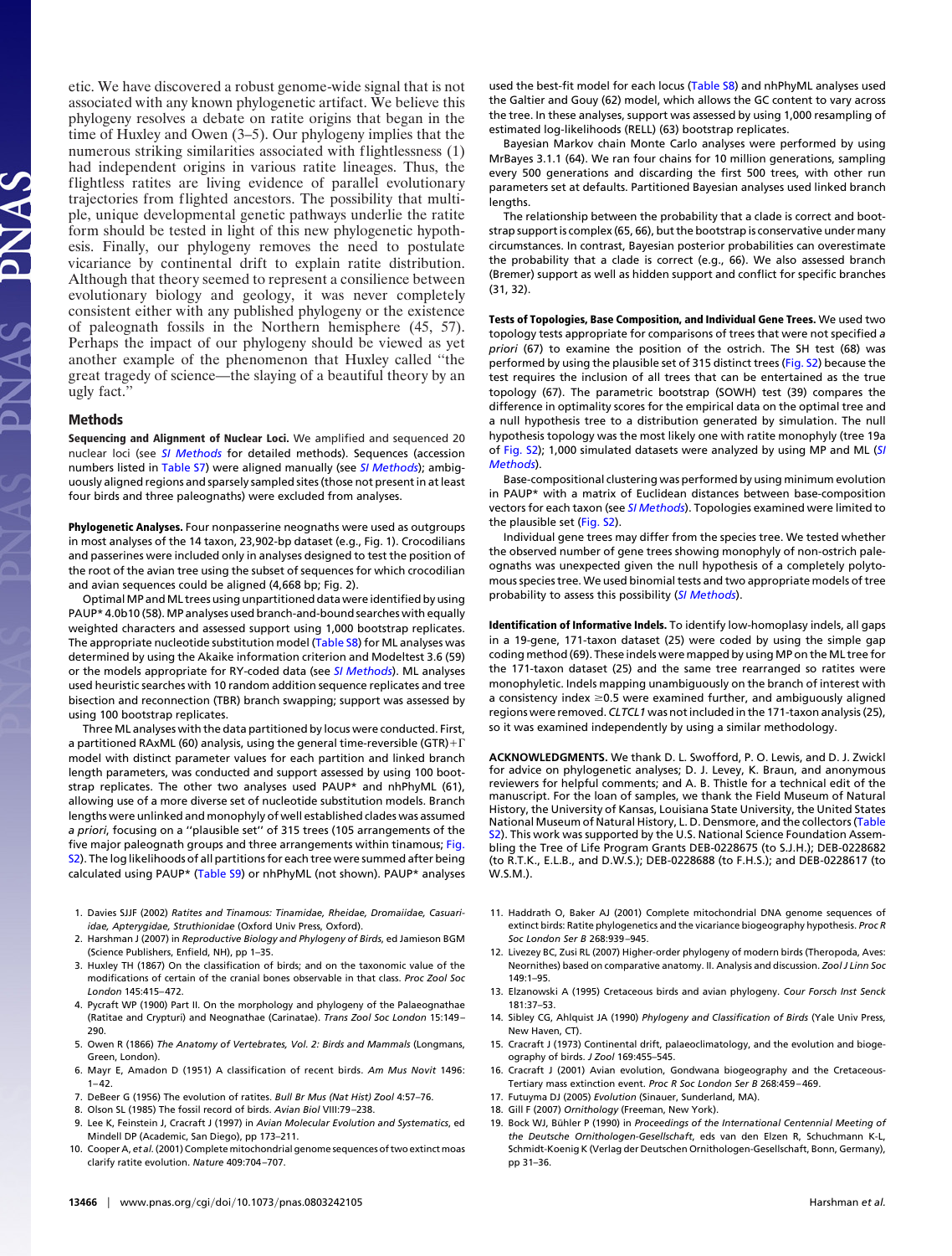etic. We have discovered a robust genome-wide signal that is not associated with any known phylogenetic artifact. We believe this phylogeny resolves a debate on ratite origins that began in the time of Huxley and Owen (3–5). Our phylogeny implies that the numerous striking similarities associated with flightlessness (1) had independent origins in various ratite lineages. Thus, the flightless ratites are living evidence of parallel evolutionary trajectories from flighted ancestors. The possibility that multiple, unique developmental genetic pathways underlie the ratite form should be tested in light of this new phylogenetic hypothesis. Finally, our phylogeny removes the need to postulate vicariance by continental drift to explain ratite distribution. Although that theory seemed to represent a consilience between evolutionary biology and geology, it was never completely consistent either with any published phylogeny or the existence of paleognath fossils in the Northern hemisphere (45, 57). Perhaps the impact of our phylogeny should be viewed as yet another example of the phenomenon that Huxley called "the great tragedy of science—the slaying of a beautiful theory by an ugly fact."

## Methods

**Sequencing and Alignment of Nuclear Loci.** We amplified and sequenced 20 nuclear loci (see *SI Methods* for detailed methods). Sequences (accession numbers listed in Table S7) were aligned manually (see *SI Methods*); ambiguously aligned regions and sparsely sampled sites (those not present in at least four birds and three paleognaths) were excluded from analyses.

**Phylogenetic Analyses.** Four nonpasserine neognaths were used as outgroups in most analyses of the 14 taxon, 23,902-bp dataset (e.g., Fig. 1). Crocodilians and passerines were included only in analyses designed to test the position of the root of the avian tree using the subset of sequences for which crocodilian and avian sequences could be aligned (4,668 bp; Fig. 2).

Optimal MP and ML trees using unpartitioned data were identified by using PAUP* 4.0b10 (58). MP analyses used branch-and-bound searches with equally weighted characters and assessed support using 1,000 bootstrap replicates. The appropriate nucleotide substitution model (Table S8) for ML analyses was determined by using the Akaike information criterion and Modeltest 3.6 (59) or the models appropriate for RY-coded data (see *SI Methods*). ML analyses used heuristic searches with 10 random addition sequence replicates and tree bisection and reconnection (TBR) branch swapping; support was assessed by using 100 bootstrap replicates.

Three ML analyses with the data partitioned by locus were conducted. First, a partitioned RAxML (60) analysis, using the general time-reversible (GTR)+Γ model with distinct parameter values for each partition and linked branch length parameters, was conducted and support assessed by using 100 bootstrap replicates. The other two analyses used PAUP* and nhPhyML (61), allowing use of a more diverse set of nucleotide substitution models. Branch lengths were unlinked and monophyly of well established clades was assumed *a priori*, focusing on a "plausible set" of 315 trees (105 arrangements of the five major paleognath groups and three arrangements within tinamous; Fig. S2). The log likelihoods of all partitions for each tree were summed after being calculated using PAUP* (Table S9) or nhPhyML (not shown). PAUP* analyses used the best-fit model for each locus (Table S8) and nhPhyML analyses used the Galtier and Gouy (62) model, which allows the GC content to vary across the tree. In these analyses, support was assessed by using 1,000 resampling of estimated log-likelihoods (RELL) (63) bootstrap replicates.

Bayesian Markov chain Monte Carlo analyses were performed by using MrBayes 3.1.1 (64). We ran four chains for 10 million generations, sampling every 500 generations and discarding the first 500 trees, with other run parameters set at defaults. Partitioned Bayesian analyses used linked branch lengths.

The relationship between the probability that a clade is correct and bootstrap support is complex (65, 66), but the bootstrap is conservative under many circumstances. In contrast, Bayesian posterior probabilities can overestimate the probability that a clade is correct (e.g., 66). We also assessed branch (Bremer) support as well as hidden support and conflict for specific branches (31, 32).

**Tests of Topologies, Base Composition, and Individual Gene Trees.** We used two topology tests appropriate for comparisons of trees that were not specified *a priori* (67) to examine the position of the ostrich. The SH test (68) was performed by using the plausible set of 315 distinct trees (Fig. S2) because the test requires the inclusion of all trees that can be entertained as the true topology (67). The parametric bootstrap (SOWH) test (39) compares the difference in optimality scores for the empirical data on the optimal tree and a null hypothesis tree to a distribution generated by simulation. The null hypothesis topology was the most likely one with ratite monophyly (tree 19a of Fig. S2); 1,000 simulated datasets were analyzed by using MP and ML (*SI Methods*).

Base-compositional clustering was performed by using minimum evolution in PAUP* with a matrix of Euclidean distances between base-composition vectors for each taxon (see *SI Methods*). Topologies examined were limited to the plausible set (Fig. S2).

Individual gene trees may differ from the species tree. We tested whether the observed number of gene trees showing monophyly of non-ostrich paleognaths was unexpected given the null hypothesis of a completely polytomous species tree. We used binomial tests and two appropriate models of tree probability to assess this possibility (*SI Methods*).

**Identification of Informative Indels.** To identify low-homoplasy indels, all gaps in a 19-gene, 171-taxon dataset (25) were coded by using the simple gap coding method (69). These indels were mapped by using MP on the ML tree for the 171-taxon dataset (25) and the same tree rearranged so ratites were monophyletic. Indels mapping unambiguously on the branch of interest with a consistency index ≥0.5 were examined further, and ambiguously aligned regions were removed. *CLTCL1* was not included in the 171-taxon analysis (25), so it was examined independently by using a similar methodology.

**ACKNOWLEDGMENTS.** We thank D. L. Swofford, P. O. Lewis, and D. J. Zwickl for advice on phylogenetic analyses; D. J. Levey, K. Braun, and anonymous reviewers for helpful comments; and A. B. Thistle for a technical edit of the manuscript. For the loan of samples, we thank the Field Museum of Natural History, the University of Kansas, Louisiana State University, the United States National Museum of Natural History, L. D. Densmore, and the collectors (Table S2). This work was supported by the U.S. National Science Foundation Assembling the Tree of Life Program Grants DEB-0228675 (to S.J.H.); DEB-0228682 (to R.T.K., E.L.B., and D.W.S.); DEB-0228688 (to F.H.S.); and DEB-0228617 (to W.S.M.).

1. Davies SJJF (2002) *Ratites and Tinamous: Tinamidae, Rheidae, Dromaiidae, Casuariidae, Apterygidae, Struthionidae* (Oxford Univ Press, Oxford).
2. Harshman J (2007) in *Reproductive Biology and Phylogeny of Birds*, ed Jamieson BGM (Science Publishers, Enfield, NH), pp 1–35.
3. Huxley TH (1867) On the classification of birds; and on the taxonomic value of the modifications of certain of the cranial bones observable in that class. *Proc Zool Soc London* 145:415–472.
4. Pycraft WP (1900) Part II. On the morphology and phylogeny of the Palaeognathae (Ratitae and Crypturi) and Neognathae (Carinatae). *Trans Zool Soc London* 15:149–290.
5. Owen R (1866) *The Anatomy of Vertebrates, Vol. 2: Birds and Mammals* (Longmans, Green, London).
6. Mayr E, Amadon D (1951) A classification of recent birds. *Am Mus Novit* 1496:1–42.
7. DeBeer G (1956) The evolution of ratites. *Bull Br Mus (Nat Hist) Zool* 4:57–76.
8. Olson SL (1985) The fossil record of birds. *Avian Biol* VIII:79–238.
9. Lee K, Feinstein J, Cracraft J (1997) in *Avian Molecular Evolution and Systematics*, ed Mindell DP (Academic, San Diego), pp 173–211.
10. Cooper A, *et al.* (2001) Complete mitochondrial genome sequences of two extinct moas clarify ratite evolution. *Nature* 409:704–707.
11. Haddrath O, Baker AJ (2001) Complete mitochondrial DNA genome sequences of extinct birds: Ratite phylogenetics and the vicariance biogeography hypothesis. *Proc R Soc London Ser B* 268:939–945.
12. Livezey BC, Zusi RL (2007) Higher-order phylogeny of modern birds (Theropoda, Aves: Neornithes) based on comparative anatomy. II. Analysis and discussion. *Zool J Linn Soc* 149:1–95.
13. Elzanowski A (1995) Cretaceous birds and avian phylogeny. *Cour Forsch Inst Senck* 181:37–53.
14. Sibley CG, Ahlquist JA (1990) *Phylogeny and Classification of Birds* (Yale Univ Press, New Haven, CT).
15. Cracraft J (1973) Continental drift, palaeoclimatology, and the evolution and biogeography of birds. *J Zool* 169:455–545.
16. Cracraft J (2001) Avian evolution, Gondwana biogeography and the Cretaceous-Tertiary mass extinction event. *Proc R Soc London Ser B* 268:459–469.
17. Futuyma DJ (2005) *Evolution* (Sinauer, Sunderland, MA).
18. Gill F (2007) *Ornithology* (Freeman, New York).
19. Bock WJ, Bühler P (1990) in *Proceedings of the International Centennial Meeting of the Deutsche Ornithologen-Gesellschaft*, eds van den Elzen R, Schuchmann K-L, Schmidt-Koenig K (Verlag der Deutschen Ornithologen-Gesellschaft, Bonn, Germany), pp 31–36.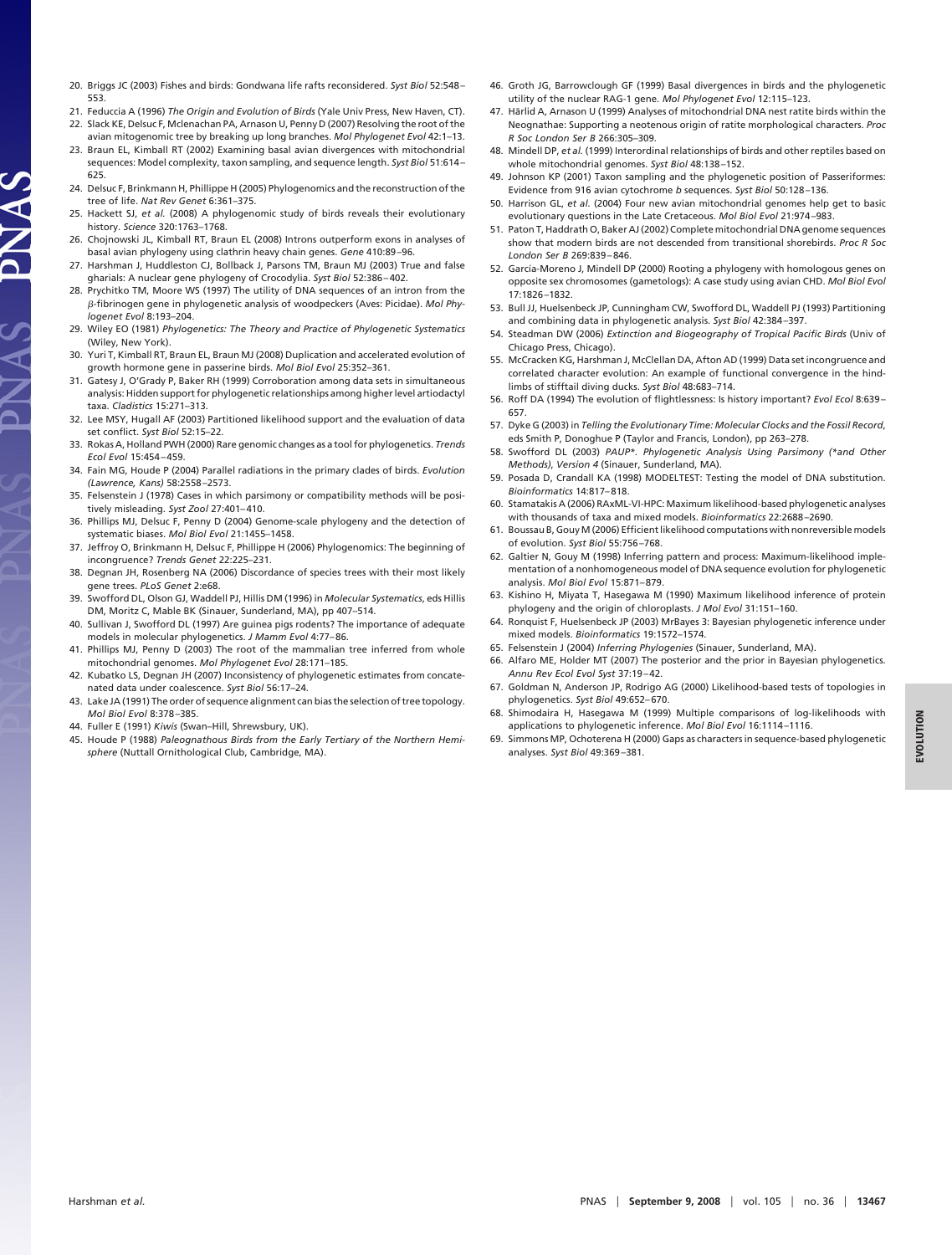20. Briggs JC (2003) Fishes and birds: Gondwana life rafts reconsidered. *Syst Biol* 52:548–553.
21. Feduccia A (1996) *The Origin and Evolution of Birds* (Yale Univ Press, New Haven, CT).
22. Slack KE, Delsuc F, Mclenachan PA, Arnason U, Penny D (2007) Resolving the root of the avian mitogenomic tree by breaking up long branches. *Mol Phylogenet Evol* 42:1–13.
23. Braun EL, Kimball RT (2002) Examining basal avian divergences with mitochondrial sequences: Model complexity, taxon sampling, and sequence length. *Syst Biol* 51:614–625.
24. Delsuc F, Brinkmann H, Phillippe H (2005) Phylogenomics and the reconstruction of the tree of life. *Nat Rev Genet* 6:361–375.
25. Hackett SJ, *et al.* (2008) A phylogenomic study of birds reveals their evolutionary history. *Science* 320:1763–1768.
26. Chojnowski JL, Kimball RT, Braun EL (2008) Introns outperform exons in analyses of basal avian phylogeny using clathrin heavy chain genes. *Gene* 410:89–96.
27. Harshman J, Huddleston CJ, Bollback J, Parsons TM, Braun MJ (2003) True and false gharials: A nuclear gene phylogeny of Crocodylia. *Syst Biol* 52:386–402.
28. Prychitko TM, Moore WS (1997) The utility of DNA sequences of an intron from the β-fibrinogen gene in phylogenetic analysis of woodpeckers (Aves: Picidae). *Mol Phylogenet Evol* 8:193–204.
29. Wiley EO (1981) *Phylogenetics: The Theory and Practice of Phylogenetic Systematics* (Wiley, New York).
30. Yuri T, Kimball RT, Braun EL, Braun MJ (2008) Duplication and accelerated evolution of growth hormone gene in passerine birds. *Mol Biol Evol* 25:352–361.
31. Gatesy J, O'Grady P, Baker RH (1999) Corroboration among data sets in simultaneous analysis: Hidden support for phylogenetic relationships among higher level artiodactyl taxa. *Cladistics* 15:271–313.
32. Lee MSY, Hugall AF (2003) Partitioned likelihood support and the evaluation of data set conflict. *Syst Biol* 52:15–22.
33. Rokas A, Holland PWH (2000) Rare genomic changes as a tool for phylogenetics. *Trends Ecol Evol* 15:454–459.
34. Fain MG, Houde P (2004) Parallel radiations in the primary clades of birds. *Evolution (Lawrence, Kans)* 58:2558–2573.
35. Felsenstein J (1978) Cases in which parsimony or compatibility methods will be positively misleading. *Syst Zool* 27:401–410.
36. Phillips MJ, Delsuc F, Penny D (2004) Genome-scale phylogeny and the detection of systematic biases. *Mol Biol Evol* 21:1455–1458.
37. Jeffroy O, Brinkmann H, Delsuc F, Phillippe H (2006) Phylogenomics: The beginning of incongruence? *Trends Genet* 22:225–231.
38. Degnan JH, Rosenberg NA (2006) Discordance of species trees with their most likely gene trees. *PLoS Genet* 2:e68.
39. Swofford DL, Olson GJ, Waddell PJ, Hillis DM (1996) in *Molecular Systematics*, eds Hillis DM, Moritz C, Mable BK (Sinauer, Sunderland, MA), pp 407–514.
40. Sullivan J, Swofford DL (1997) Are guinea pigs rodents? The importance of adequate models in molecular phylogenetics. *J Mamm Evol* 4:77–86.
41. Phillips MJ, Penny D (2003) The root of the mammalian tree inferred from whole mitochondrial genomes. *Mol Phylogenet Evol* 28:171–185.
42. Kubatko LS, Degnan JH (2007) Inconsistency of phylogenetic estimates from concatenated data under coalescence. *Syst Biol* 56:17–24.
43. Lake JA (1991) The order of sequence alignment can bias the selection of tree topology. *Mol Biol Evol* 8:378–385.
44. Fuller E (1991) *Kiwis* (Swan–Hill, Shrewsbury, UK).
45. Houde P (1988) *Paleognathous Birds from the Early Tertiary of the Northern Hemisphere* (Nuttall Ornithological Club, Cambridge, MA).
46. Groth JG, Barrowclough GF (1999) Basal divergences in birds and the phylogenetic utility of the nuclear RAG-1 gene. *Mol Phylogenet Evol* 12:115–123.
47. Härlid A, Arnason U (1999) Analyses of mitochondrial DNA nest ratite birds within the Neognathae: Supporting a neotenous origin of ratite morphological characters. *Proc R Soc London Ser B* 266:305–309.
48. Mindell DP, *et al.* (1999) Interordinal relationships of birds and other reptiles based on whole mitochondrial genomes. *Syst Biol* 48:138–152.
49. Johnson KP (2001) Taxon sampling and the phylogenetic position of Passeriformes: Evidence from 916 avian cytochrome *b* sequences. *Syst Biol* 50:128–136.
50. Harrison GL, *et al.* (2004) Four new avian mitochondrial genomes help get to basic evolutionary questions in the Late Cretaceous. *Mol Biol Evol* 21:974–983.
51. Paton T, Haddrath O, Baker AJ (2002) Complete mitochondrial DNA genome sequences show that modern birds are not descended from transitional shorebirds. *Proc R Soc London Ser B* 269:839–846.
52. Garcia-Moreno J, Mindell DP (2000) Rooting a phylogeny with homologous genes on opposite sex chromosomes (gametologs): A case study using avian CHD. *Mol Biol Evol* 17:1826–1832.
53. Bull JJ, Huelsenbeck JP, Cunningham CW, Swofford DL, Waddell PJ (1993) Partitioning and combining data in phylogenetic analysis. *Syst Biol* 42:384–397.
54. Steadman DW (2006) *Extinction and Biogeography of Tropical Pacific Birds* (Univ of Chicago Press, Chicago).
55. McCracken KG, Harshman J, McClellan DA, Afton AD (1999) Data set incongruence and correlated character evolution: An example of functional convergence in the hind-limbs of stifftail diving ducks. *Syst Biol* 48:683–714.
56. Roff DA (1994) The evolution of flightlessness: Is history important? *Evol Ecol* 8:639–657.
57. Dyke G (2003) in *Telling the Evolutionary Time: Molecular Clocks and the Fossil Record*, eds Smith P, Donoghue P (Taylor and Francis, London), pp 263–278.
58. Swofford DL (2003) *PAUP\*. Phylogenetic Analysis Using Parsimony (\*and Other Methods), Version 4* (Sinauer, Sunderland, MA).
59. Posada D, Crandall KA (1998) MODELTEST: Testing the model of DNA substitution. *Bioinformatics* 14:817–818.
60. Stamatakis A (2006) RAxML-VI-HPC: Maximum likelihood-based phylogenetic analyses with thousands of taxa and mixed models. *Bioinformatics* 22:2688–2690.
61. Boussau B, Gouy M (2006) Efficient likelihood computations with nonreversible models of evolution. *Syst Biol* 55:756–768.
62. Galtier N, Gouy M (1998) Inferring pattern and process: Maximum-likelihood implementation of a nonhomogeneous model of DNA sequence evolution for phylogenetic analysis. *Mol Biol Evol* 15:871–879.
63. Kishino H, Miyata T, Hasegawa M (1990) Maximum likelihood inference of protein phylogeny and the origin of chloroplasts. *J Mol Evol* 31:151–160.
64. Ronquist F, Huelsenbeck JP (2003) MrBayes 3: Bayesian phylogenetic inference under mixed models. *Bioinformatics* 19:1572–1574.
65. Felsenstein J (2004) *Inferring Phylogenies* (Sinauer, Sunderland, MA).
66. Alfaro ME, Holder MT (2007) The posterior and the prior in Bayesian phylogenetics. *Annu Rev Ecol Evol Syst* 37:19–42.
67. Goldman N, Anderson JP, Rodrigo AG (2000) Likelihood-based tests of topologies in phylogenetics. *Syst Biol* 49:652–670.
68. Shimodaira H, Hasegawa M (1999) Multiple comparisons of log-likelihoods with applications to phylogenetic inference. *Mol Biol Evol* 16:1114–1116.
69. Simmons MP, Ochoterena H (2000) Gaps as characters in sequence-based phylogenetic analyses. *Syst Biol* 49:369–381.